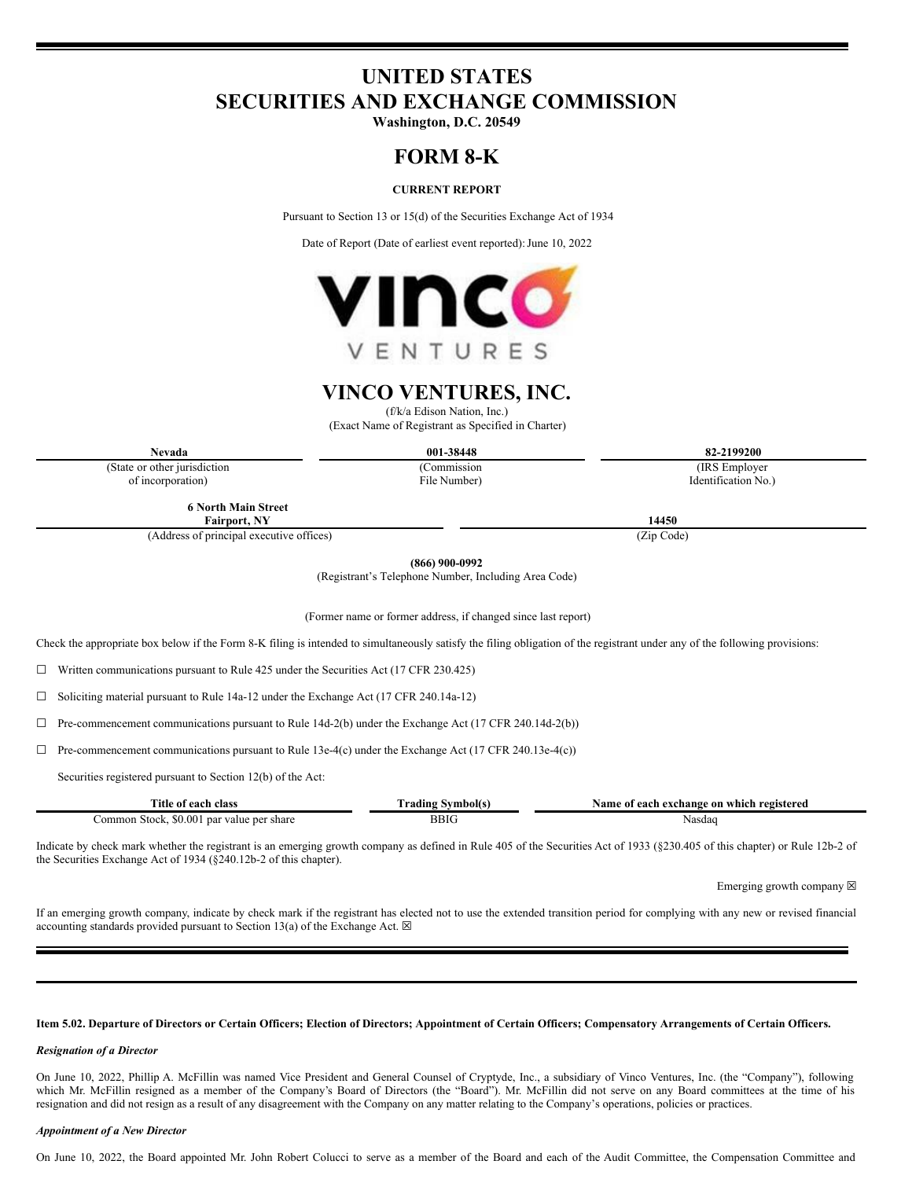# UNITED STATES
# SECURITIES AND EXCHANGE COMMISSION

**Washington, D.C. 20549**

# FORM 8-K

**CURRENT REPORT**

Pursuant to Section 13 or 15(d) of the Securities Exchange Act of 1934

Date of Report (Date of earliest event reported): June 10, 2022

# VINCO VENTURES, INC.

(f/k/a Edison Nation, Inc.)
(Exact Name of Registrant as Specified in Charter)

| **Nevada** | **001-38448** | **82-2199200** |
|---|---|---|
| (State or other jurisdiction of incorporation) | (Commission File Number) | (IRS Employer Identification No.) |

| **6 North Main Street Fairport, NY** | **14450** |
|---|---|
| (Address of principal executive offices) | (Zip Code) |

**(866) 900-0992**
(Registrant's Telephone Number, Including Area Code)

(Former name or former address, if changed since last report)

Check the appropriate box below if the Form 8-K filing is intended to simultaneously satisfy the filing obligation of the registrant under any of the following provisions:

☐ Written communications pursuant to Rule 425 under the Securities Act (17 CFR 230.425)

☐ Soliciting material pursuant to Rule 14a-12 under the Exchange Act (17 CFR 240.14a-12)

☐ Pre-commencement communications pursuant to Rule 14d-2(b) under the Exchange Act (17 CFR 240.14d-2(b))

☐ Pre-commencement communications pursuant to Rule 13e-4(c) under the Exchange Act (17 CFR 240.13e-4(c))

Securities registered pursuant to Section 12(b) of the Act:

| Title of each class | Trading Symbol(s) | Name of each exchange on which registered |
|---|---|---|
| Common Stock, $0.001 par value per share | BBIG | Nasdaq |

Indicate by check mark whether the registrant is an emerging growth company as defined in Rule 405 of the Securities Act of 1933 (§230.405 of this chapter) or Rule 12b-2 of the Securities Exchange Act of 1934 (§240.12b-2 of this chapter).

Emerging growth company ☒

If an emerging growth company, indicate by check mark if the registrant has elected not to use the extended transition period for complying with any new or revised financial accounting standards provided pursuant to Section 13(a) of the Exchange Act. ☒

**Item 5.02. Departure of Directors or Certain Officers; Election of Directors; Appointment of Certain Officers; Compensatory Arrangements of Certain Officers.**

***Resignation of a Director***

On June 10, 2022, Phillip A. McFillin was named Vice President and General Counsel of Cryptyde, Inc., a subsidiary of Vinco Ventures, Inc. (the "Company"), following which Mr. McFillin resigned as a member of the Company's Board of Directors (the "Board"). Mr. McFillin did not serve on any Board committees at the time of his resignation and did not resign as a result of any disagreement with the Company on any matter relating to the Company's operations, policies or practices.

***Appointment of a New Director***

On June 10, 2022, the Board appointed Mr. John Robert Colucci to serve as a member of the Board and each of the Audit Committee, the Compensation Committee and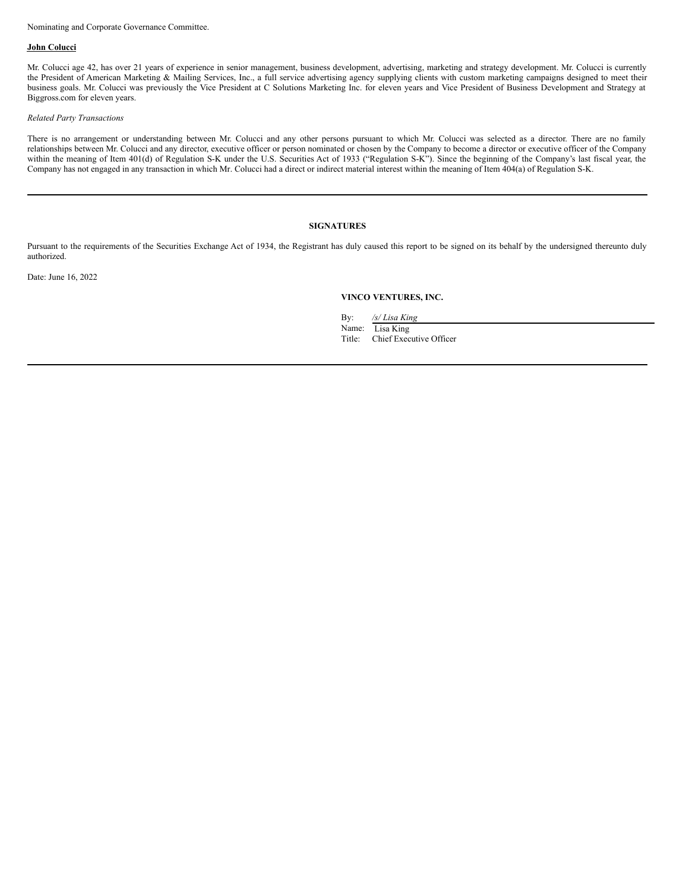Nominating and Corporate Governance Committee.

**John Colucci**

Mr. Colucci age 42, has over 21 years of experience in senior management, business development, advertising, marketing and strategy development. Mr. Colucci is currently the President of American Marketing & Mailing Services, Inc., a full service advertising agency supplying clients with custom marketing campaigns designed to meet their business goals. Mr. Colucci was previously the Vice President at C Solutions Marketing Inc. for eleven years and Vice President of Business Development and Strategy at Biggross.com for eleven years.

*Related Party Transactions*

There is no arrangement or understanding between Mr. Colucci and any other persons pursuant to which Mr. Colucci was selected as a director. There are no family relationships between Mr. Colucci and any director, executive officer or person nominated or chosen by the Company to become a director or executive officer of the Company within the meaning of Item 401(d) of Regulation S-K under the U.S. Securities Act of 1933 ("Regulation S-K"). Since the beginning of the Company's last fiscal year, the Company has not engaged in any transaction in which Mr. Colucci had a direct or indirect material interest within the meaning of Item 404(a) of Regulation S-K.

---

**SIGNATURES**

Pursuant to the requirements of the Securities Exchange Act of 1934, the Registrant has duly caused this report to be signed on its behalf by the undersigned thereunto duly authorized.

Date: June 16, 2022

**VINCO VENTURES, INC.**

By: */s/ Lisa King*
Name: Lisa King
Title: Chief Executive Officer